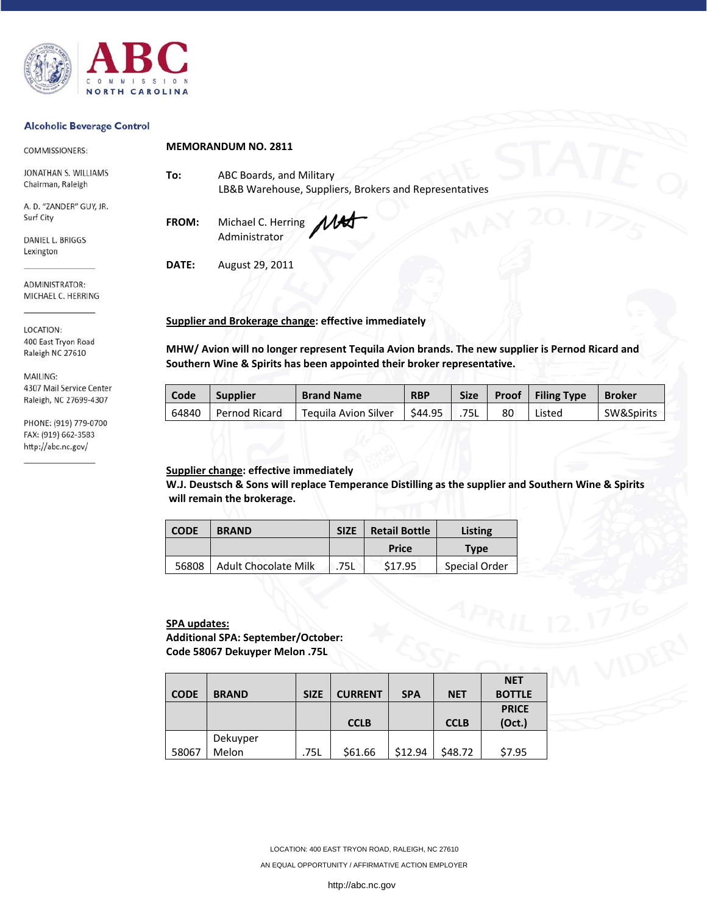ABC COMMISSION NORTH CAROLINA

**Alcoholic Beverage Control**

COMMISSIONERS:

JONATHAN S. WILLIAMS
Chairman, Raleigh

A. D. "ZANDER" GUY, JR.
Surf City

DANIEL L. BRIGGS
Lexington

ADMINISTRATOR:
MICHAEL C. HERRING

LOCATION:
400 East Tryon Road
Raleigh NC 27610

MAILING:
4307 Mail Service Center
Raleigh, NC 27699-4307

PHONE: (919) 779-0700
FAX: (919) 662-3583
http://abc.nc.gov/

**MEMORANDUM NO. 2811**

**To:** ABC Boards, and Military
LB&B Warehouse, Suppliers, Brokers and Representatives

**FROM:** Michael C. Herring
Administrator

**DATE:** August 29, 2011

**Supplier and Brokerage change: effective immediately**

**MHW/ Avion will no longer represent Tequila Avion brands. The new supplier is Pernod Ricard and Southern Wine & Spirits has been appointed their broker representative.**

| Code | Supplier | Brand Name | RBP | Size | Proof | Filing Type | Broker |
|---|---|---|---|---|---|---|---|
| 64840 | Pernod Ricard | Tequila Avion Silver | $44.95 | .75L | 80 | Listed | SW&Spirits |

**Supplier change: effective immediately**
**W.J. Deustsch & Sons will replace Temperance Distilling as the supplier and Southern Wine & Spirits will remain the brokerage.**

| CODE | BRAND | SIZE | Retail Bottle | Listing |
|---|---|---|---|---|
| | | | Price | Type |
| 56808 | Adult Chocolate Milk | .75L | $17.95 | Special Order |

**SPA updates:**
**Additional SPA: September/October:**
**Code 58067 Dekuyper Melon .75L**

| CODE | BRAND | SIZE | CURRENT | SPA | NET | NET BOTTLE |
|---|---|---|---|---|---|---|
| | | | CCLB | | CCLB | PRICE (Oct.) |
| 58067 | Dekuyper Melon | .75L | $61.66 | $12.94 | $48.72 | $7.95 |

LOCATION: 400 EAST TRYON ROAD, RALEIGH, NC 27610
AN EQUAL OPPORTUNITY / AFFIRMATIVE ACTION EMPLOYER
http://abc.nc.gov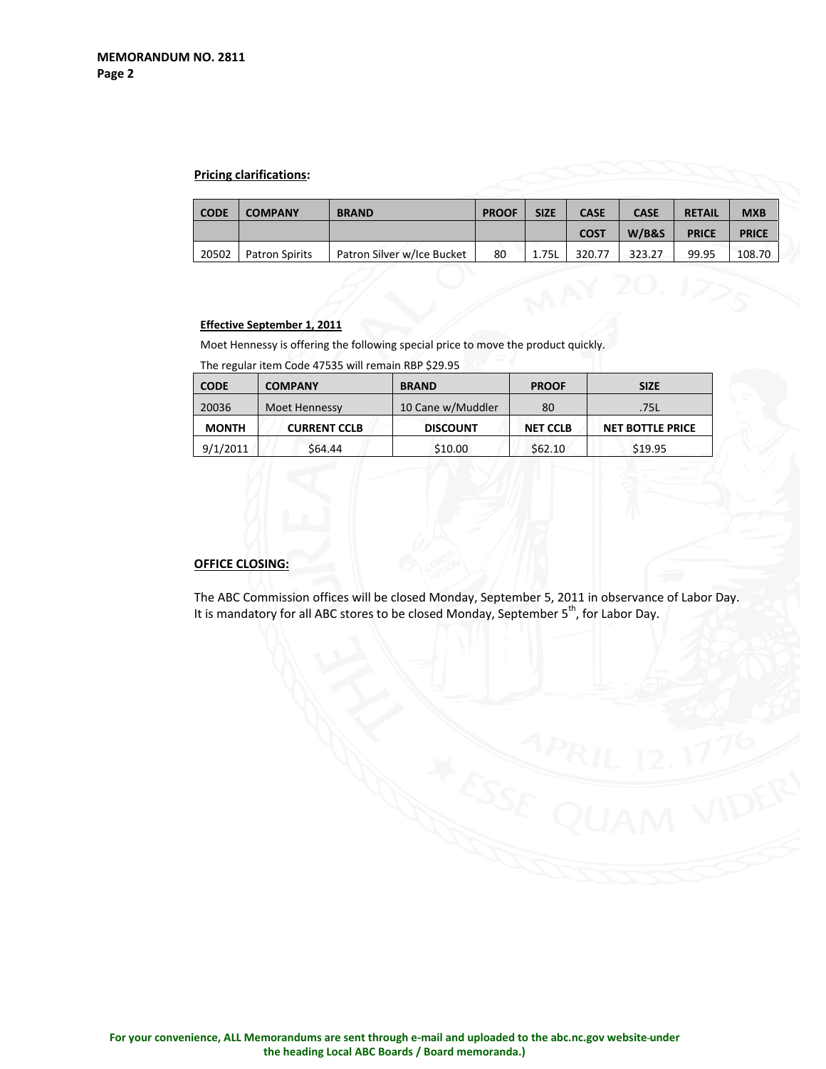**Pricing clarifications**:

| CODE | COMPANY | BRAND | PROOF | SIZE | CASE COST | CASE W/B&S | RETAIL PRICE | MXB PRICE |
|---|---|---|---|---|---|---|---|---|
| 20502 | Patron Spirits | Patron Silver w/Ice Bucket | 80 | 1.75L | 320.77 | 323.27 | 99.95 | 108.70 |

**Effective September 1, 2011**

Moet Hennessy is offering the following special price to move the product quickly.

The regular item Code 47535 will remain RBP $29.95

| CODE | COMPANY | BRAND | PROOF | SIZE |
|---|---|---|---|---|
| 20036 | Moet Hennessy | 10 Cane w/Muddler | 80 | .75L |
| **MONTH** | **CURRENT CCLB** | **DISCOUNT** | **NET CCLB** | **NET BOTTLE PRICE** |
| 9/1/2011 | $64.44 | $10.00 | $62.10 | $19.95 |

**OFFICE CLOSING:**

The ABC Commission offices will be closed Monday, September 5, 2011 in observance of Labor Day.
It is mandatory for all ABC stores to be closed Monday, September 5th, for Labor Day.

**For your convenience, ALL Memorandums are sent through e-mail and uploaded to the abc.nc.gov website under the heading Local ABC Boards / Board memoranda.)**